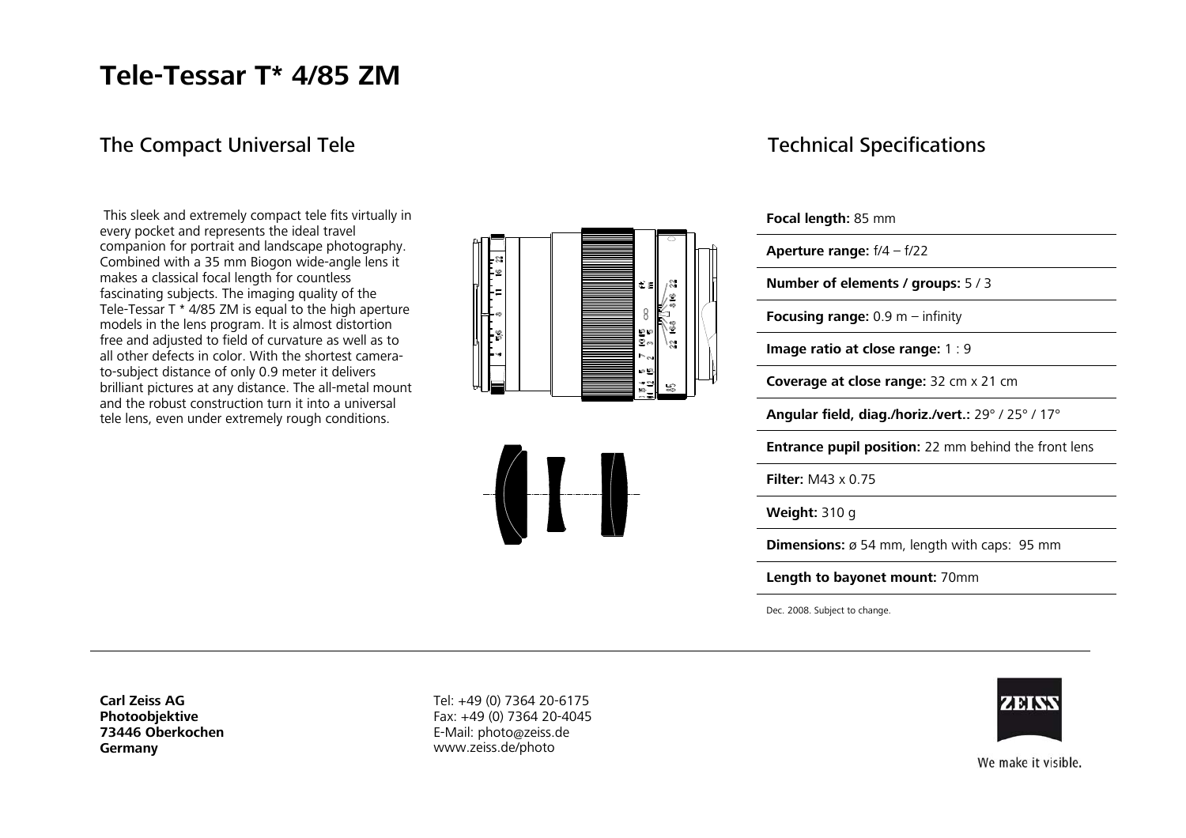# Tele-Tessar T* 4/85 ZM

## The Compact Universal Tele

This sleek and extremely compact tele fits virtually in every pocket and represents the ideal travel companion for portrait and landscape photography. Combined with a 35 mm Biogon wide-angle lens it makes a classical focal length for countless fascinating subjects. The imaging quality of the Tele-Tessar T * 4/85 ZM is equal to the high aperture models in the lens program. It is almost distortion free and adjusted to field of curvature as well as to all other defects in color. With the shortest camera-to-subject distance of only 0.9 meter it delivers brilliant pictures at any distance. The all-metal mount and the robust construction turn it into a universal tele lens, even under extremely rough conditions.

## Technical Specifications

**Focal length:** 85 mm

**Aperture range:** f/4 – f/22

**Number of elements / groups:** 5 / 3

**Focusing range:** 0.9 m – infinity

**Image ratio at close range:** 1 : 9

**Coverage at close range:** 32 cm x 21 cm

**Angular field, diag./horiz./vert.:** 29° / 25° / 17°

**Entrance pupil position:** 22 mm behind the front lens

**Filter:** M43 x 0.75

**Weight:** 310 g

**Dimensions:** ø 54 mm, length with caps: 95 mm

**Length to bayonet mount:** 70mm

Dec. 2008. Subject to change.

**Carl Zeiss AG**
**Photoobjektive**
**73446 Oberkochen**
**Germany**

Tel: +49 (0) 7364 20-6175
Fax: +49 (0) 7364 20-4045
E-Mail: photo@zeiss.de
www.zeiss.de/photo

We make it visible.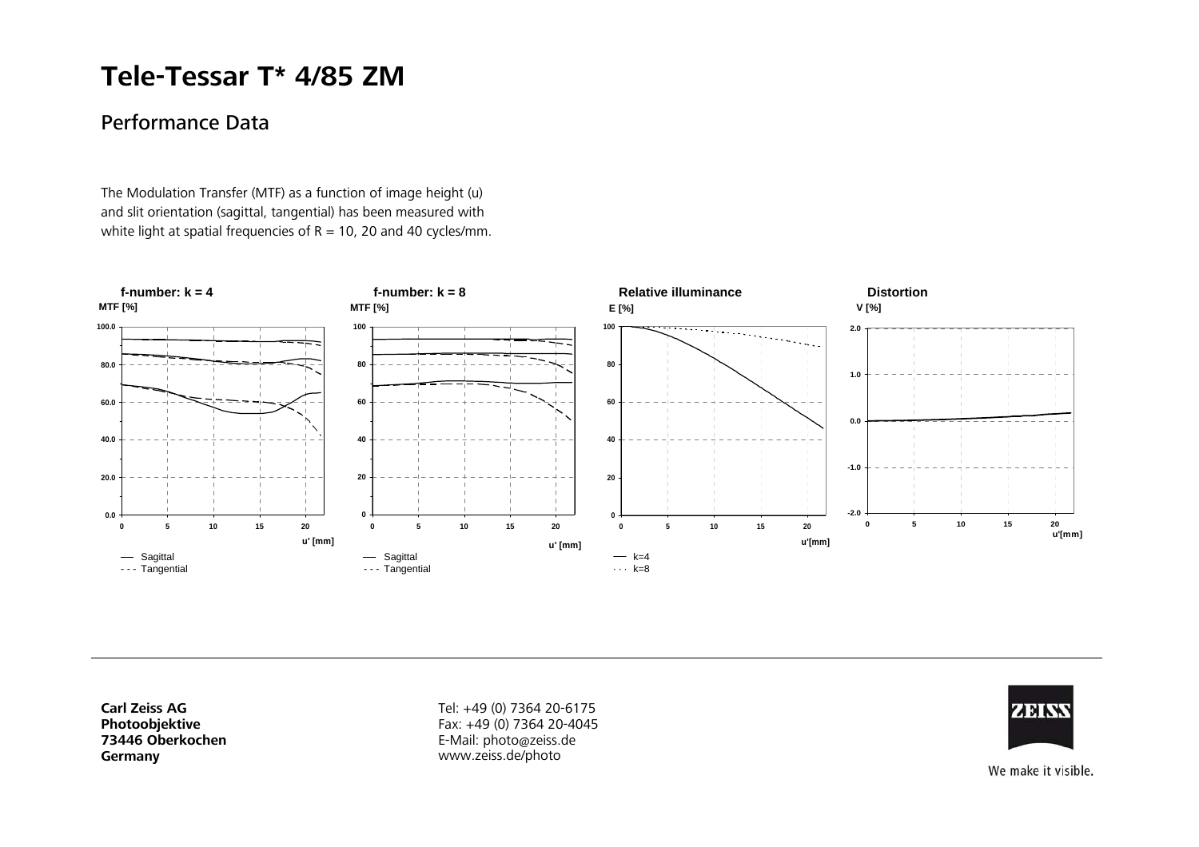# Tele-Tessar T* 4/85 ZM

## Performance Data

The Modulation Transfer (MTF) as a function of image height (u) and slit orientation (sagittal, tangential) has been measured with white light at spatial frequencies of R = 10, 20 and 40 cycles/mm.

**f-number: k = 4**

MTF [%]

100.0
80.0
60.0
40.0
20.0
0.0

0 5 10 15 20

u' [mm]

— Sagittal
- - - Tangential

**f-number: k = 8**

MTF [%]

100
80
60
40
20
0

0 5 10 15 20

u' [mm]

— Sagittal
- - - Tangential

**Relative illuminance**

E [%]

100
80
60
40
20
0

0 5 10 15 20

u'[mm]

— k=4
··· k=8

**Distortion**

V [%]

2.0
1.0
0.0
-1.0
-2.0

0 5 10 15 20

u'[mm]

**Carl Zeiss AG**
**Photoobjektive**
**73446 Oberkochen**
**Germany**

Tel: +49 (0) 7364 20-6175
Fax: +49 (0) 7364 20-4045
E-Mail: photo@zeiss.de
www.zeiss.de/photo

ZEISS

We make it visible.